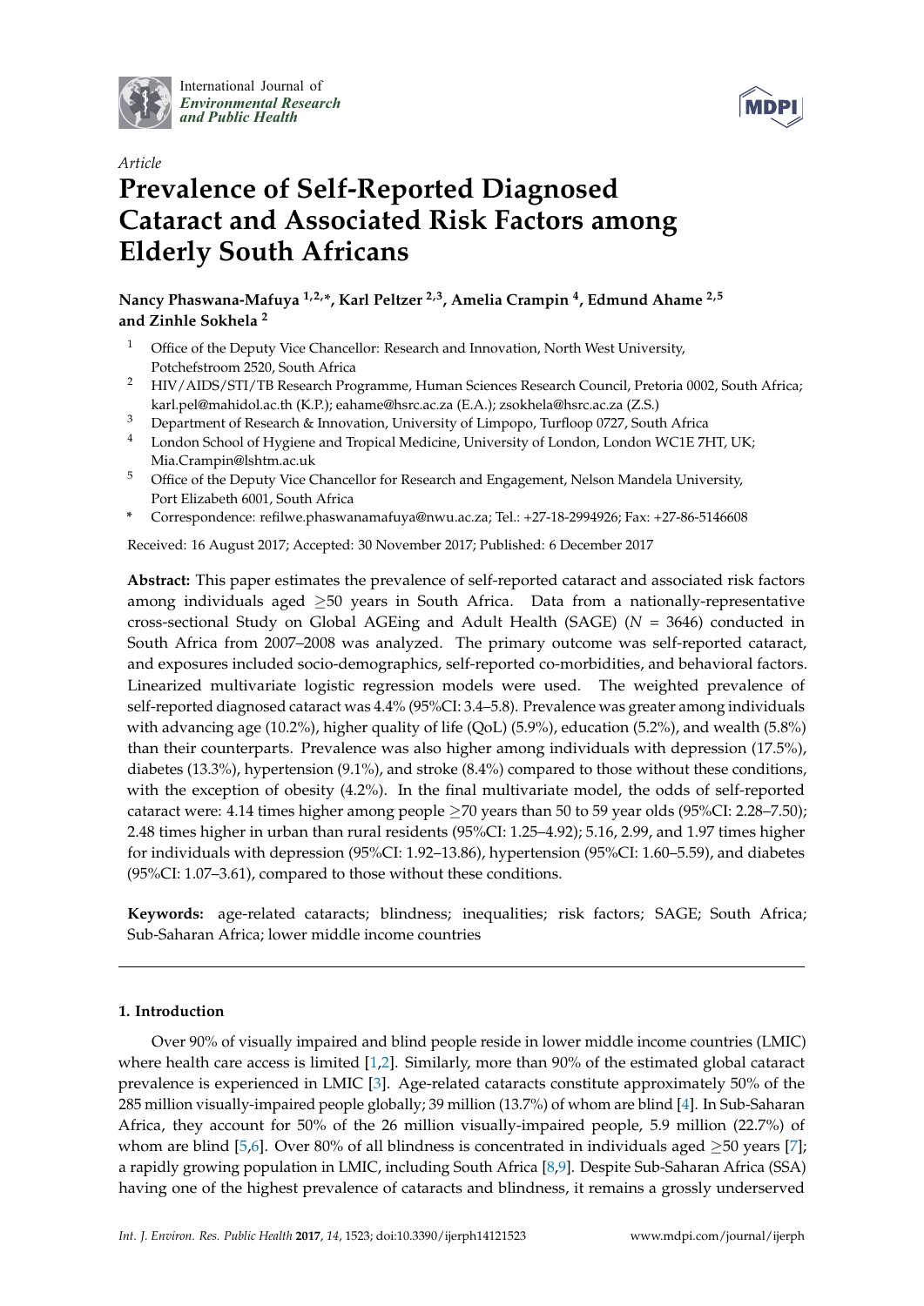International Journal of *Environmental Research and Public Health*

*Article*

# Prevalence of Self-Reported Diagnosed Cataract and Associated Risk Factors among Elderly South Africans

**Nancy Phaswana-Mafuya [1,2,*], Karl Peltzer [2,3], Amelia Crampin [4], Edmund Ahame [2,5] and Zinhle Sokhela [2]**

[1] Office of the Deputy Vice Chancellor: Research and Innovation, North West University, Potchefstroom 2520, South Africa

[2] HIV/AIDS/STI/TB Research Programme, Human Sciences Research Council, Pretoria 0002, South Africa; karl.pel@mahidol.ac.th (K.P.); eahame@hsrc.ac.za (E.A.); zsokhela@hsrc.ac.za (Z.S.)

[3] Department of Research & Innovation, University of Limpopo, Turfloop 0727, South Africa

[4] London School of Hygiene and Tropical Medicine, University of London, London WC1E 7HT, UK; Mia.Crampin@lshtm.ac.uk

[5] Office of the Deputy Vice Chancellor for Research and Engagement, Nelson Mandela University, Port Elizabeth 6001, South Africa

* Correspondence: refilwe.phaswanamafuya@nwu.ac.za; Tel.: +27-18-2994926; Fax: +27-86-5146608

Received: 16 August 2017; Accepted: 30 November 2017; Published: 6 December 2017

**Abstract:** This paper estimates the prevalence of self-reported cataract and associated risk factors among individuals aged ≥50 years in South Africa. Data from a nationally-representative cross-sectional Study on Global AGEing and Adult Health (SAGE) (*N* = 3646) conducted in South Africa from 2007–2008 was analyzed. The primary outcome was self-reported cataract, and exposures included socio-demographics, self-reported co-morbidities, and behavioral factors. Linearized multivariate logistic regression models were used. The weighted prevalence of self-reported diagnosed cataract was 4.4% (95%CI: 3.4–5.8). Prevalence was greater among individuals with advancing age (10.2%), higher quality of life (QoL) (5.9%), education (5.2%), and wealth (5.8%) than their counterparts. Prevalence was also higher among individuals with depression (17.5%), diabetes (13.3%), hypertension (9.1%), and stroke (8.4%) compared to those without these conditions, with the exception of obesity (4.2%). In the final multivariate model, the odds of self-reported cataract were: 4.14 times higher among people ≥70 years than 50 to 59 year olds (95%CI: 2.28–7.50); 2.48 times higher in urban than rural residents (95%CI: 1.25–4.92); 5.16, 2.99, and 1.97 times higher for individuals with depression (95%CI: 1.92–13.86), hypertension (95%CI: 1.60–5.59), and diabetes (95%CI: 1.07–3.61), compared to those without these conditions.

**Keywords:** age-related cataracts; blindness; inequalities; risk factors; SAGE; South Africa; Sub-Saharan Africa; lower middle income countries

## 1. Introduction

Over 90% of visually impaired and blind people reside in lower middle income countries (LMIC) where health care access is limited [1,2]. Similarly, more than 90% of the estimated global cataract prevalence is experienced in LMIC [3]. Age-related cataracts constitute approximately 50% of the 285 million visually-impaired people globally; 39 million (13.7%) of whom are blind [4]. In Sub-Saharan Africa, they account for 50% of the 26 million visually-impaired people, 5.9 million (22.7%) of whom are blind [5,6]. Over 80% of all blindness is concentrated in individuals aged ≥50 years [7]; a rapidly growing population in LMIC, including South Africa [8,9]. Despite Sub-Saharan Africa (SSA) having one of the highest prevalence of cataracts and blindness, it remains a grossly underserved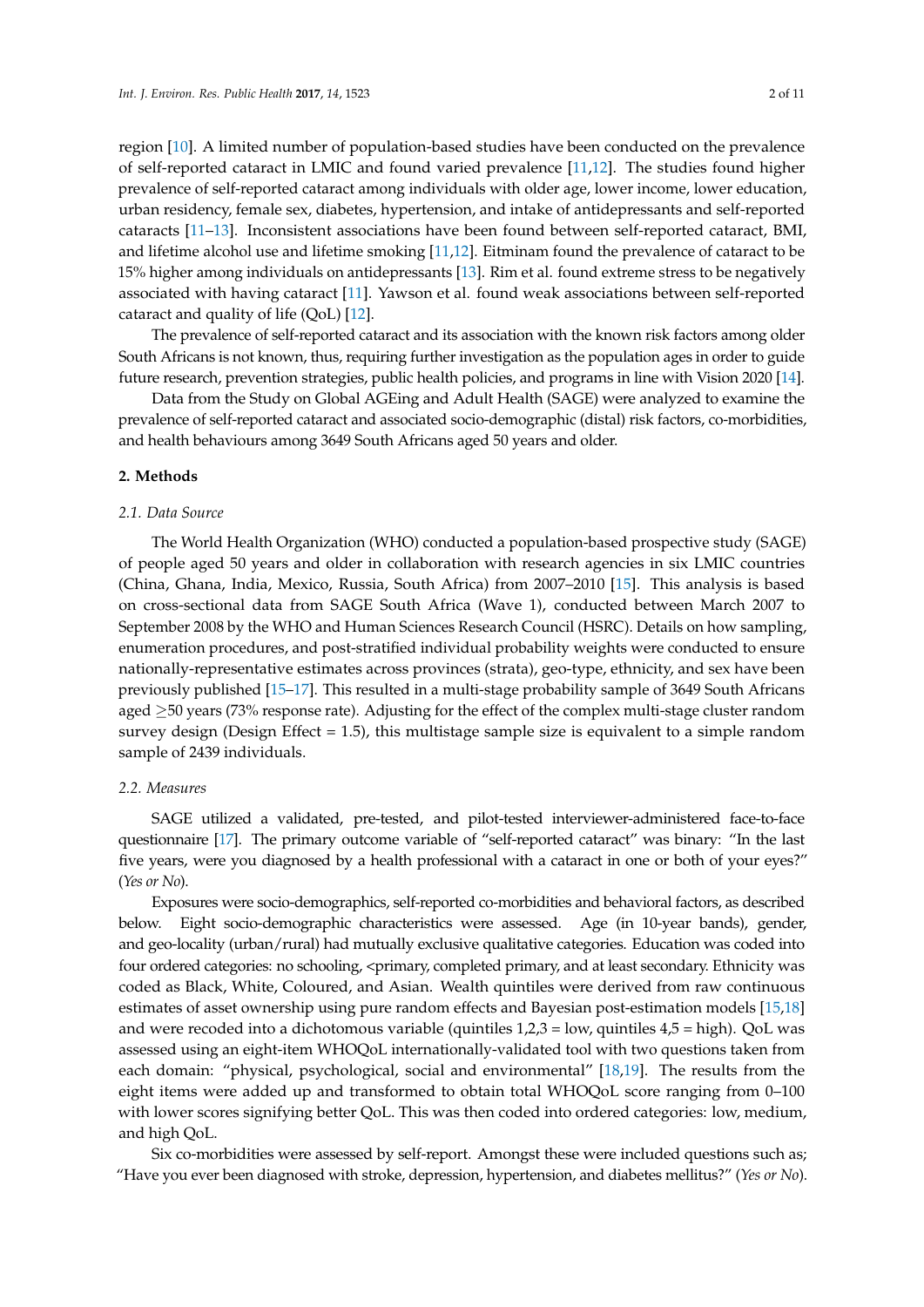region [10]. A limited number of population-based studies have been conducted on the prevalence of self-reported cataract in LMIC and found varied prevalence [11,12]. The studies found higher prevalence of self-reported cataract among individuals with older age, lower income, lower education, urban residency, female sex, diabetes, hypertension, and intake of antidepressants and self-reported cataracts [11–13]. Inconsistent associations have been found between self-reported cataract, BMI, and lifetime alcohol use and lifetime smoking [11,12]. Eitminam found the prevalence of cataract to be 15% higher among individuals on antidepressants [13]. Rim et al. found extreme stress to be negatively associated with having cataract [11]. Yawson et al. found weak associations between self-reported cataract and quality of life (QoL) [12].

The prevalence of self-reported cataract and its association with the known risk factors among older South Africans is not known, thus, requiring further investigation as the population ages in order to guide future research, prevention strategies, public health policies, and programs in line with Vision 2020 [14].

Data from the Study on Global AGEing and Adult Health (SAGE) were analyzed to examine the prevalence of self-reported cataract and associated socio-demographic (distal) risk factors, co-morbidities, and health behaviours among 3649 South Africans aged 50 years and older.

## 2. Methods

### 2.1. Data Source

The World Health Organization (WHO) conducted a population-based prospective study (SAGE) of people aged 50 years and older in collaboration with research agencies in six LMIC countries (China, Ghana, India, Mexico, Russia, South Africa) from 2007–2010 [15]. This analysis is based on cross-sectional data from SAGE South Africa (Wave 1), conducted between March 2007 to September 2008 by the WHO and Human Sciences Research Council (HSRC). Details on how sampling, enumeration procedures, and post-stratified individual probability weights were conducted to ensure nationally-representative estimates across provinces (strata), geo-type, ethnicity, and sex have been previously published [15–17]. This resulted in a multi-stage probability sample of 3649 South Africans aged ≥50 years (73% response rate). Adjusting for the effect of the complex multi-stage cluster random survey design (Design Effect = 1.5), this multistage sample size is equivalent to a simple random sample of 2439 individuals.

### 2.2. Measures

SAGE utilized a validated, pre-tested, and pilot-tested interviewer-administered face-to-face questionnaire [17]. The primary outcome variable of "self-reported cataract" was binary: "In the last five years, were you diagnosed by a health professional with a cataract in one or both of your eyes?" (*Yes or No*).

Exposures were socio-demographics, self-reported co-morbidities and behavioral factors, as described below. Eight socio-demographic characteristics were assessed. Age (in 10-year bands), gender, and geo-locality (urban/rural) had mutually exclusive qualitative categories. Education was coded into four ordered categories: no schooling, <primary, completed primary, and at least secondary. Ethnicity was coded as Black, White, Coloured, and Asian. Wealth quintiles were derived from raw continuous estimates of asset ownership using pure random effects and Bayesian post-estimation models [15,18] and were recoded into a dichotomous variable (quintiles 1,2,3 = low, quintiles 4,5 = high). QoL was assessed using an eight-item WHOQoL internationally-validated tool with two questions taken from each domain: "physical, psychological, social and environmental" [18,19]. The results from the eight items were added up and transformed to obtain total WHOQoL score ranging from 0–100 with lower scores signifying better QoL. This was then coded into ordered categories: low, medium, and high QoL.

Six co-morbidities were assessed by self-report. Amongst these were included questions such as; "Have you ever been diagnosed with stroke, depression, hypertension, and diabetes mellitus?" (*Yes or No*).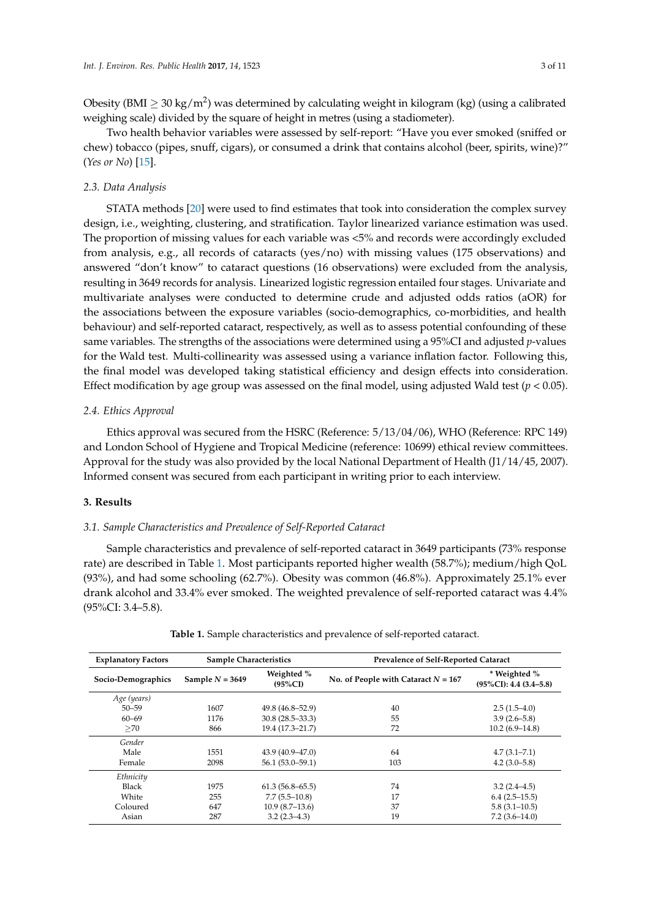Obesity (BMI $\geq 30$ kg/m$^2$) was determined by calculating weight in kilogram (kg) (using a calibrated weighing scale) divided by the square of height in metres (using a stadiometer).

Two health behavior variables were assessed by self-report: "Have you ever smoked (sniffed or chew) tobacco (pipes, snuff, cigars), or consumed a drink that contains alcohol (beer, spirits, wine)?" (*Yes or No*) [15].

### 2.3. Data Analysis

STATA methods [20] were used to find estimates that took into consideration the complex survey design, i.e., weighting, clustering, and stratification. Taylor linearized variance estimation was used. The proportion of missing values for each variable was <5% and records were accordingly excluded from analysis, e.g., all records of cataracts (yes/no) with missing values (175 observations) and answered "don't know" to cataract questions (16 observations) were excluded from the analysis, resulting in 3649 records for analysis. Linearized logistic regression entailed four stages. Univariate and multivariate analyses were conducted to determine crude and adjusted odds ratios (aOR) for the associations between the exposure variables (socio-demographics, co-morbidities, and health behaviour) and self-reported cataract, respectively, as well as to assess potential confounding of these same variables. The strengths of the associations were determined using a 95%CI and adjusted *p*-values for the Wald test. Multi-collinearity was assessed using a variance inflation factor. Following this, the final model was developed taking statistical efficiency and design effects into consideration. Effect modification by age group was assessed on the final model, using adjusted Wald test ($p < 0.05$).

### 2.4. Ethics Approval

Ethics approval was secured from the HSRC (Reference: 5/13/04/06), WHO (Reference: RPC 149) and London School of Hygiene and Tropical Medicine (reference: 10699) ethical review committees. Approval for the study was also provided by the local National Department of Health (J1/14/45, 2007). Informed consent was secured from each participant in writing prior to each interview.

## 3. Results

### 3.1. Sample Characteristics and Prevalence of Self-Reported Cataract

Sample characteristics and prevalence of self-reported cataract in 3649 participants (73% response rate) are described in Table 1. Most participants reported higher wealth (58.7%); medium/high QoL (93%), and had some schooling (62.7%). Obesity was common (46.8%). Approximately 25.1% ever drank alcohol and 33.4% ever smoked. The weighted prevalence of self-reported cataract was 4.4% (95%CI: 3.4–5.8).

**Table 1.** Sample characteristics and prevalence of self-reported cataract.

| Explanatory Factors | Sample Characteristics | | Prevalence of Self-Reported Cataract | |
|---|---|---|---|---|
| **Socio-Demographics** | **Sample N = 3649** | **Weighted % (95%CI)** | **No. of People with Cataract N = 167** | **\* Weighted % (95%CI): 4.4 (3.4–5.8)** |
| *Age (years)* | | | | |
| 50–59 | 1607 | 49.8 (46.8–52.9) | 40 | 2.5 (1.5–4.0) |
| 60–69 | 1176 | 30.8 (28.5–33.3) | 55 | 3.9 (2.6–5.8) |
| ≥70 | 866 | 19.4 (17.3–21.7) | 72 | 10.2 (6.9–14.8) |
| *Gender* | | | | |
| Male | 1551 | 43.9 (40.9–47.0) | 64 | 4.7 (3.1–7.1) |
| Female | 2098 | 56.1 (53.0–59.1) | 103 | 4.2 (3.0–5.8) |
| *Ethnicity* | | | | |
| Black | 1975 | 61.3 (56.8–65.5) | 74 | 3.2 (2.4–4.5) |
| White | 255 | 7.7 (5.5–10.8) | 17 | 6.4 (2.5–15.5) |
| Coloured | 647 | 10.9 (8.7–13.6) | 37 | 5.8 (3.1–10.5) |
| Asian | 287 | 3.2 (2.3–4.3) | 19 | 7.2 (3.6–14.0) |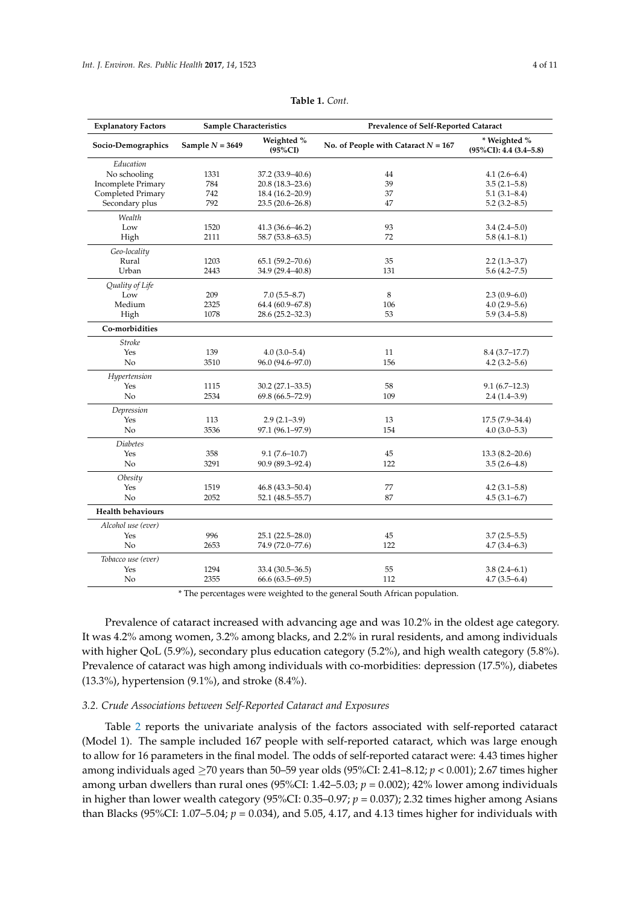**Table 1.** *Cont.*

| Explanatory Factors | Sample Characteristics | | Prevalence of Self-Reported Cataract | |
|---|---|---|---|---|
| **Socio-Demographics** | **Sample N = 3649** | **Weighted % (95%CI)** | **No. of People with Cataract N = 167** | **\* Weighted % (95%CI): 4.4 (3.4–5.8)** |
| *Education* | | | | |
| No schooling | 1331 | 37.2 (33.9–40.6) | 44 | 4.1 (2.6–6.4) |
| Incomplete Primary | 784 | 20.8 (18.3–23.6) | 39 | 3.5 (2.1–5.8) |
| Completed Primary | 742 | 18.4 (16.2–20.9) | 37 | 5.1 (3.1–8.4) |
| Secondary plus | 792 | 23.5 (20.6–26.8) | 47 | 5.2 (3.2–8.5) |
| *Wealth* | | | | |
| Low | 1520 | 41.3 (36.6–46.2) | 93 | 3.4 (2.4–5.0) |
| High | 2111 | 58.7 (53.8–63.5) | 72 | 5.8 (4.1–8.1) |
| *Geo-locality* | | | | |
| Rural | 1203 | 65.1 (59.2–70.6) | 35 | 2.2 (1.3–3.7) |
| Urban | 2443 | 34.9 (29.4–40.8) | 131 | 5.6 (4.2–7.5) |
| *Quality of Life* | | | | |
| Low | 209 | 7.0 (5.5–8.7) | 8 | 2.3 (0.9–6.0) |
| Medium | 2325 | 64.4 (60.9–67.8) | 106 | 4.0 (2.9–5.6) |
| High | 1078 | 28.6 (25.2–32.3) | 53 | 5.9 (3.4–5.8) |
| **Co-morbidities** | | | | |
| *Stroke* | | | | |
| Yes | 139 | 4.0 (3.0–5.4) | 11 | 8.4 (3.7–17.7) |
| No | 3510 | 96.0 (94.6–97.0) | 156 | 4.2 (3.2–5.6) |
| *Hypertension* | | | | |
| Yes | 1115 | 30.2 (27.1–33.5) | 58 | 9.1 (6.7–12.3) |
| No | 2534 | 69.8 (66.5–72.9) | 109 | 2.4 (1.4–3.9) |
| *Depression* | | | | |
| Yes | 113 | 2.9 (2.1–3.9) | 13 | 17.5 (7.9–34.4) |
| No | 3536 | 97.1 (96.1–97.9) | 154 | 4.0 (3.0–5.3) |
| *Diabetes* | | | | |
| Yes | 358 | 9.1 (7.6–10.7) | 45 | 13.3 (8.2–20.6) |
| No | 3291 | 90.9 (89.3–92.4) | 122 | 3.5 (2.6–4.8) |
| *Obesity* | | | | |
| Yes | 1519 | 46.8 (43.3–50.4) | 77 | 4.2 (3.1–5.8) |
| No | 2052 | 52.1 (48.5–55.7) | 87 | 4.5 (3.1–6.7) |
| **Health behaviours** | | | | |
| *Alcohol use (ever)* | | | | |
| Yes | 996 | 25.1 (22.5–28.0) | 45 | 3.7 (2.5–5.5) |
| No | 2653 | 74.9 (72.0–77.6) | 122 | 4.7 (3.4–6.3) |
| *Tobacco use (ever)* | | | | |
| Yes | 1294 | 33.4 (30.5–36.5) | 55 | 3.8 (2.4–6.1) |
| No | 2355 | 66.6 (63.5–69.5) | 112 | 4.7 (3.5–6.4) |

\* The percentages were weighted to the general South African population.

Prevalence of cataract increased with advancing age and was 10.2% in the oldest age category. It was 4.2% among women, 3.2% among blacks, and 2.2% in rural residents, and among individuals with higher QoL (5.9%), secondary plus education category (5.2%), and high wealth category (5.8%). Prevalence of cataract was high among individuals with co-morbidities: depression (17.5%), diabetes (13.3%), hypertension (9.1%), and stroke (8.4%).

### *3.2. Crude Associations between Self-Reported Cataract and Exposures*

Table 2 reports the univariate analysis of the factors associated with self-reported cataract (Model 1). The sample included 167 people with self-reported cataract, which was large enough to allow for 16 parameters in the final model. The odds of self-reported cataract were: 4.43 times higher among individuals aged ≥70 years than 50–59 year olds (95%CI: 2.41–8.12; $p < 0.001$); 2.67 times higher among urban dwellers than rural ones (95%CI: 1.42–5.03; $p = 0.002$); 42% lower among individuals in higher than lower wealth category (95%CI: 0.35–0.97; $p = 0.037$); 2.32 times higher among Asians than Blacks (95%CI: 1.07–5.04; $p = 0.034$), and 5.05, 4.17, and 4.13 times higher for individuals with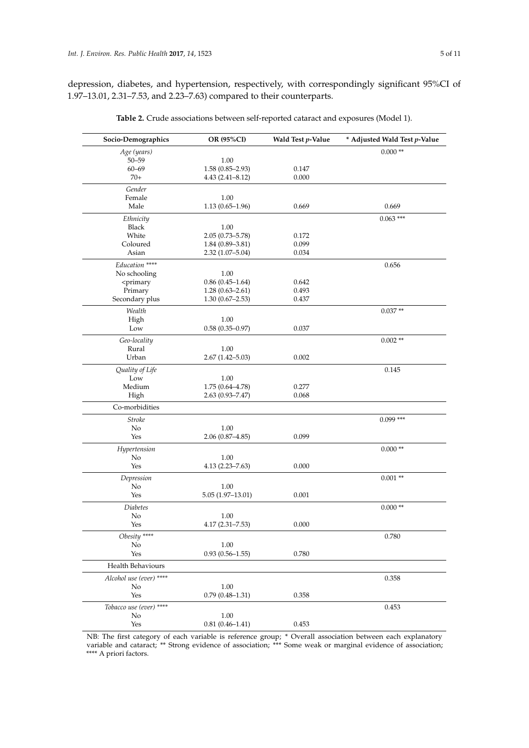depression, diabetes, and hypertension, respectively, with correspondingly significant 95%CI of 1.97–13.01, 2.31–7.53, and 2.23–7.63) compared to their counterparts.

**Table 2.** Crude associations between self-reported cataract and exposures (Model 1).

| Socio-Demographics | OR (95%CI) | Wald Test *p*-Value | * Adjusted Wald Test *p*-Value |
|---|---|---|---|
| *Age (years)* | | | 0.000 ** |
| 50–59 | 1.00 | | |
| 60–69 | 1.58 (0.85–2.93) | 0.147 | |
| 70+ | 4.43 (2.41–8.12) | 0.000 | |
| *Gender* | | | |
| Female | 1.00 | | |
| Male | 1.13 (0.65–1.96) | 0.669 | 0.669 |
| *Ethnicity* | | | 0.063 *** |
| Black | 1.00 | | |
| White | 2.05 (0.73–5.78) | 0.172 | |
| Coloured | 1.84 (0.89–3.81) | 0.099 | |
| Asian | 2.32 (1.07–5.04) | 0.034 | |
| *Education* **** | | | 0.656 |
| No schooling | 1.00 | | |
| <primary | 0.86 (0.45–1.64) | 0.642 | |
| Primary | 1.28 (0.63–2.61) | 0.493 | |
| Secondary plus | 1.30 (0.67–2.53) | 0.437 | |
| *Wealth* | | | 0.037 ** |
| High | 1.00 | | |
| Low | 0.58 (0.35–0.97) | 0.037 | |
| *Geo-locality* | | | 0.002 ** |
| Rural | 1.00 | | |
| Urban | 2.67 (1.42–5.03) | 0.002 | |
| *Quality of Life* | | | 0.145 |
| Low | 1.00 | | |
| Medium | 1.75 (0.64–4.78) | 0.277 | |
| High | 2.63 (0.93–7.47) | 0.068 | |
| Co-morbidities | | | |
| *Stroke* | | | 0.099 *** |
| No | 1.00 | | |
| Yes | 2.06 (0.87–4.85) | 0.099 | |
| *Hypertension* | | | 0.000 ** |
| No | 1.00 | | |
| Yes | 4.13 (2.23–7.63) | 0.000 | |
| *Depression* | | | 0.001 ** |
| No | 1.00 | | |
| Yes | 5.05 (1.97–13.01) | 0.001 | |
| *Diabetes* | | | 0.000 ** |
| No | 1.00 | | |
| Yes | 4.17 (2.31–7.53) | 0.000 | |
| *Obesity* **** | | | 0.780 |
| No | 1.00 | | |
| Yes | 0.93 (0.56–1.55) | 0.780 | |
| Health Behaviours | | | |
| *Alcohol use (ever)* **** | | | 0.358 |
| No | 1.00 | | |
| Yes | 0.79 (0.48–1.31) | 0.358 | |
| *Tobacco use (ever)* **** | | | 0.453 |
| No | 1.00 | | |
| Yes | 0.81 (0.46–1.41) | 0.453 | |

NB: The first category of each variable is reference group; * Overall association between each explanatory variable and cataract; ** Strong evidence of association; *** Some weak or marginal evidence of association; **** A priori factors.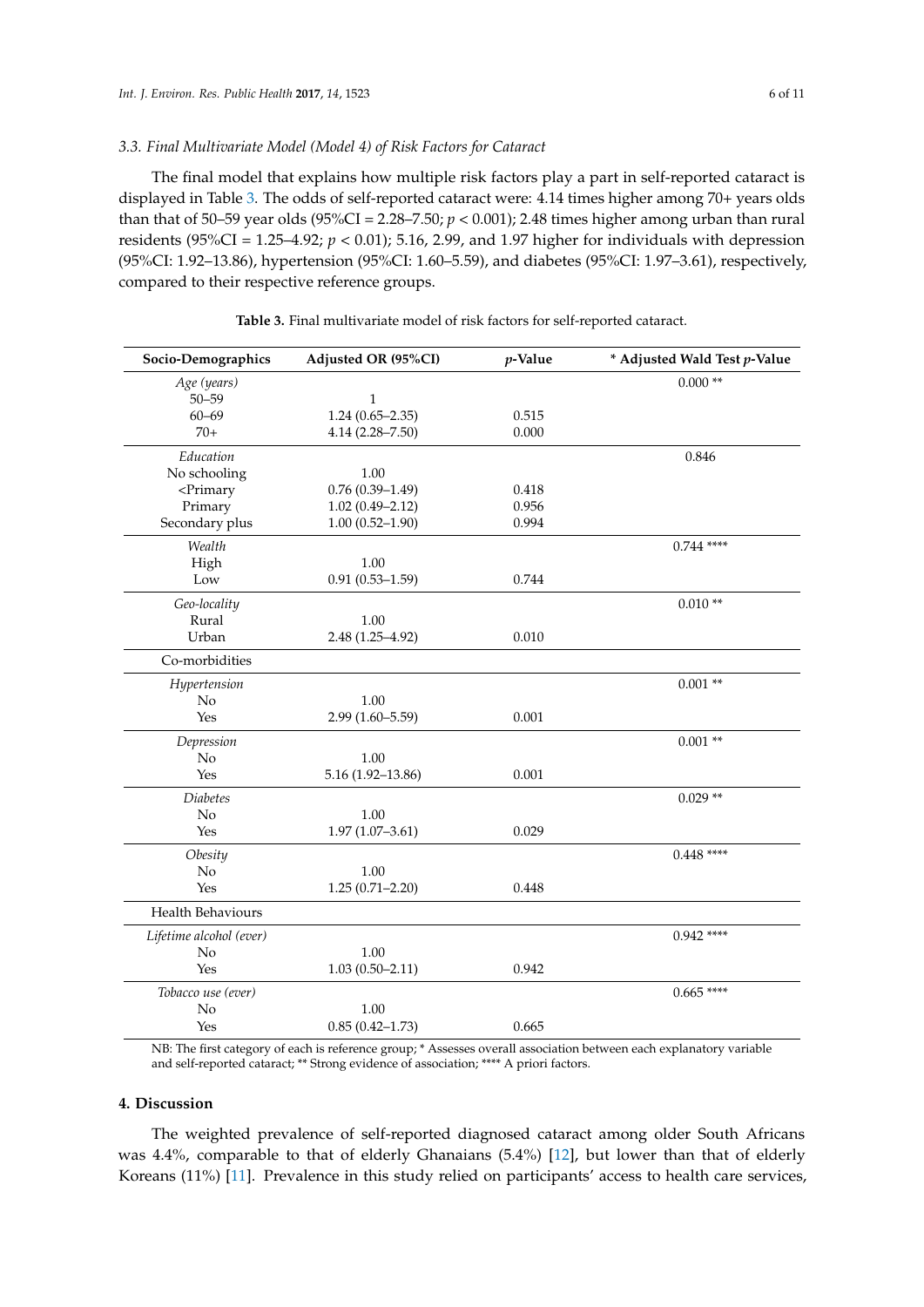### 3.3. Final Multivariate Model (Model 4) of Risk Factors for Cataract

The final model that explains how multiple risk factors play a part in self-reported cataract is displayed in Table 3. The odds of self-reported cataract were: 4.14 times higher among 70+ years olds than that of 50–59 year olds (95%CI = 2.28–7.50; $p < 0.001$); 2.48 times higher among urban than rural residents (95%CI = 1.25–4.92; $p < 0.01$); 5.16, 2.99, and 1.97 higher for individuals with depression (95%CI: 1.92–13.86), hypertension (95%CI: 1.60–5.59), and diabetes (95%CI: 1.97–3.61), respectively, compared to their respective reference groups.

**Table 3.** Final multivariate model of risk factors for self-reported cataract.

| Socio-Demographics | Adjusted OR (95%CI) | *p*-Value | * Adjusted Wald Test *p*-Value |
|---|---|---|---|
| *Age (years)* | | | 0.000 ** |
| 50–59 | 1 | | |
| 60–69 | 1.24 (0.65–2.35) | 0.515 | |
| 70+ | 4.14 (2.28–7.50) | 0.000 | |
| *Education* | | | 0.846 |
| No schooling | 1.00 | | |
| <Primary | 0.76 (0.39–1.49) | 0.418 | |
| Primary | 1.02 (0.49–2.12) | 0.956 | |
| Secondary plus | 1.00 (0.52–1.90) | 0.994 | |
| *Wealth* | | | 0.744 **** |
| High | 1.00 | | |
| Low | 0.91 (0.53–1.59) | 0.744 | |
| *Geo-locality* | | | 0.010 ** |
| Rural | 1.00 | | |
| Urban | 2.48 (1.25–4.92) | 0.010 | |
| Co-morbidities | | | |
| *Hypertension* | | | 0.001 ** |
| No | 1.00 | | |
| Yes | 2.99 (1.60–5.59) | 0.001 | |
| *Depression* | | | 0.001 ** |
| No | 1.00 | | |
| Yes | 5.16 (1.92–13.86) | 0.001 | |
| *Diabetes* | | | 0.029 ** |
| No | 1.00 | | |
| Yes | 1.97 (1.07–3.61) | 0.029 | |
| *Obesity* | | | 0.448 **** |
| No | 1.00 | | |
| Yes | 1.25 (0.71–2.20) | 0.448 | |
| Health Behaviours | | | |
| *Lifetime alcohol (ever)* | | | 0.942 **** |
| No | 1.00 | | |
| Yes | 1.03 (0.50–2.11) | 0.942 | |
| *Tobacco use (ever)* | | | 0.665 **** |
| No | 1.00 | | |
| Yes | 0.85 (0.42–1.73) | 0.665 | |

NB: The first category of each is reference group; * Assesses overall association between each explanatory variable and self-reported cataract; ** Strong evidence of association; **** A priori factors.

## 4. Discussion

The weighted prevalence of self-reported diagnosed cataract among older South Africans was 4.4%, comparable to that of elderly Ghanaians (5.4%) [12], but lower than that of elderly Koreans (11%) [11]. Prevalence in this study relied on participants' access to health care services,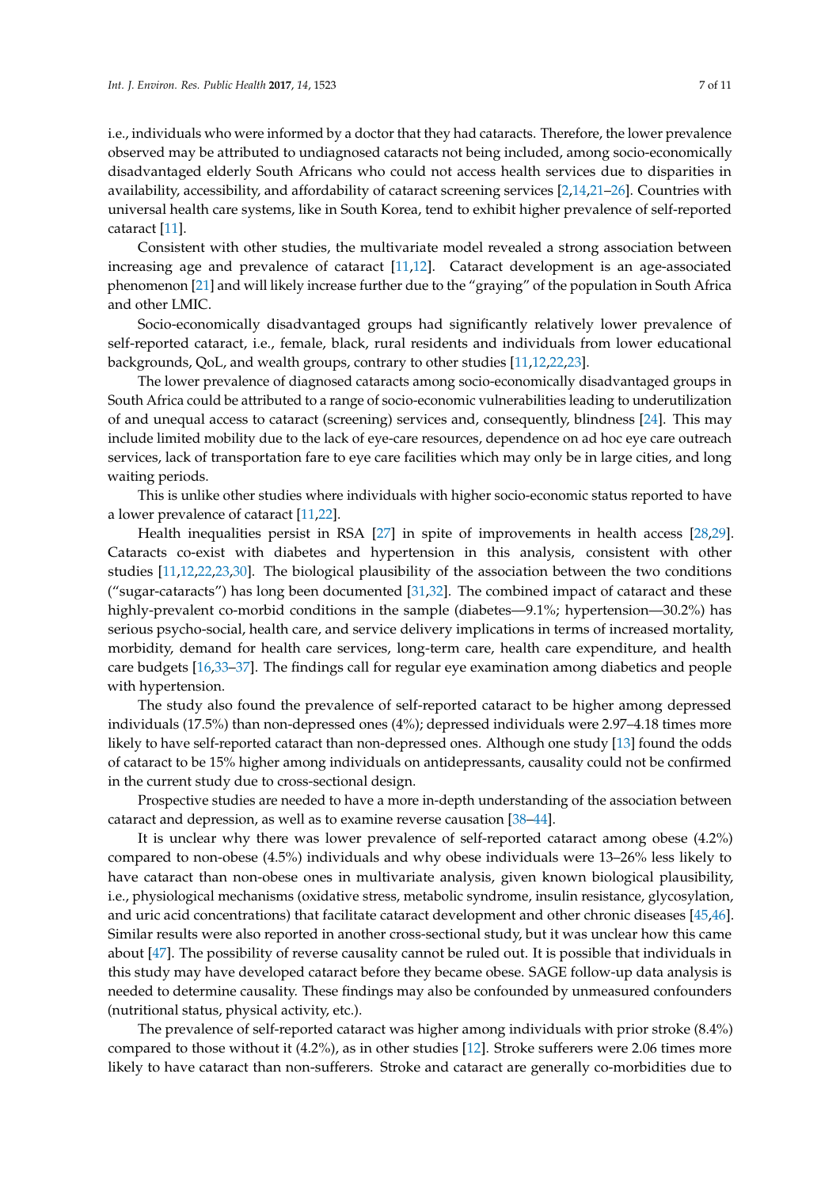i.e., individuals who were informed by a doctor that they had cataracts. Therefore, the lower prevalence observed may be attributed to undiagnosed cataracts not being included, among socio-economically disadvantaged elderly South Africans who could not access health services due to disparities in availability, accessibility, and affordability of cataract screening services [2,14,21–26]. Countries with universal health care systems, like in South Korea, tend to exhibit higher prevalence of self-reported cataract [11].

Consistent with other studies, the multivariate model revealed a strong association between increasing age and prevalence of cataract [11,12]. Cataract development is an age-associated phenomenon [21] and will likely increase further due to the "graying" of the population in South Africa and other LMIC.

Socio-economically disadvantaged groups had significantly relatively lower prevalence of self-reported cataract, i.e., female, black, rural residents and individuals from lower educational backgrounds, QoL, and wealth groups, contrary to other studies [11,12,22,23].

The lower prevalence of diagnosed cataracts among socio-economically disadvantaged groups in South Africa could be attributed to a range of socio-economic vulnerabilities leading to underutilization of and unequal access to cataract (screening) services and, consequently, blindness [24]. This may include limited mobility due to the lack of eye-care resources, dependence on ad hoc eye care outreach services, lack of transportation fare to eye care facilities which may only be in large cities, and long waiting periods.

This is unlike other studies where individuals with higher socio-economic status reported to have a lower prevalence of cataract [11,22].

Health inequalities persist in RSA [27] in spite of improvements in health access [28,29]. Cataracts co-exist with diabetes and hypertension in this analysis, consistent with other studies [11,12,22,23,30]. The biological plausibility of the association between the two conditions ("sugar-cataracts") has long been documented [31,32]. The combined impact of cataract and these highly-prevalent co-morbid conditions in the sample (diabetes—9.1%; hypertension—30.2%) has serious psycho-social, health care, and service delivery implications in terms of increased mortality, morbidity, demand for health care services, long-term care, health care expenditure, and health care budgets [16,33–37]. The findings call for regular eye examination among diabetics and people with hypertension.

The study also found the prevalence of self-reported cataract to be higher among depressed individuals (17.5%) than non-depressed ones (4%); depressed individuals were 2.97–4.18 times more likely to have self-reported cataract than non-depressed ones. Although one study [13] found the odds of cataract to be 15% higher among individuals on antidepressants, causality could not be confirmed in the current study due to cross-sectional design.

Prospective studies are needed to have a more in-depth understanding of the association between cataract and depression, as well as to examine reverse causation [38–44].

It is unclear why there was lower prevalence of self-reported cataract among obese (4.2%) compared to non-obese (4.5%) individuals and why obese individuals were 13–26% less likely to have cataract than non-obese ones in multivariate analysis, given known biological plausibility, i.e., physiological mechanisms (oxidative stress, metabolic syndrome, insulin resistance, glycosylation, and uric acid concentrations) that facilitate cataract development and other chronic diseases [45,46]. Similar results were also reported in another cross-sectional study, but it was unclear how this came about [47]. The possibility of reverse causality cannot be ruled out. It is possible that individuals in this study may have developed cataract before they became obese. SAGE follow-up data analysis is needed to determine causality. These findings may also be confounded by unmeasured confounders (nutritional status, physical activity, etc.).

The prevalence of self-reported cataract was higher among individuals with prior stroke (8.4%) compared to those without it (4.2%), as in other studies [12]. Stroke sufferers were 2.06 times more likely to have cataract than non-sufferers. Stroke and cataract are generally co-morbidities due to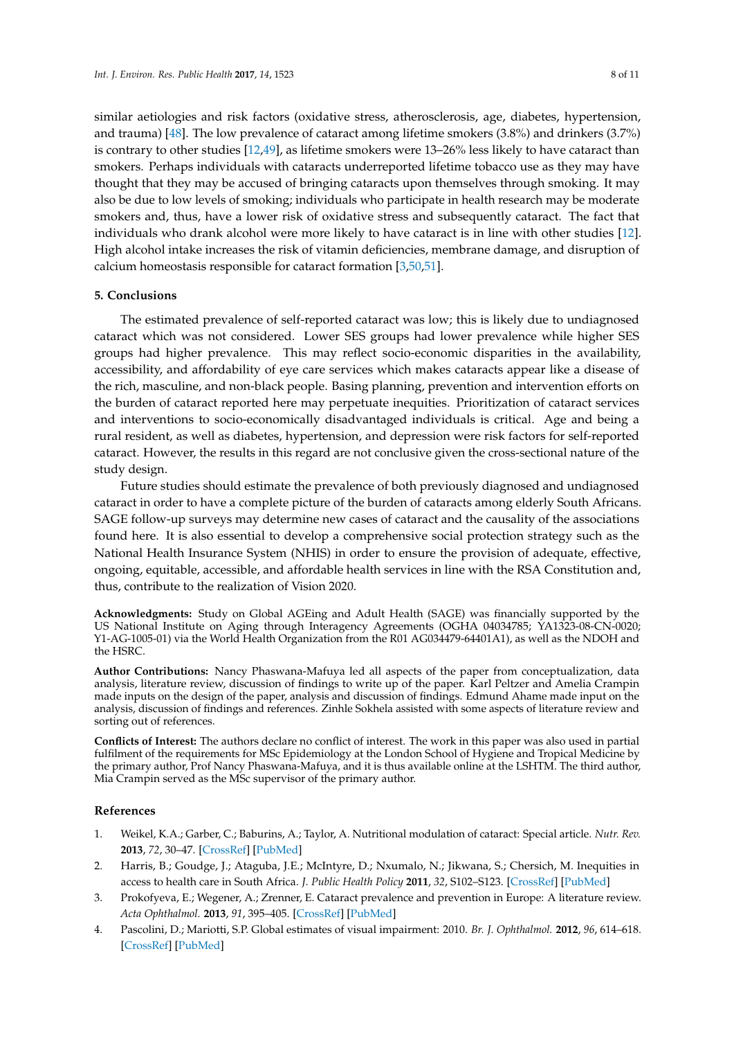similar aetiologies and risk factors (oxidative stress, atherosclerosis, age, diabetes, hypertension, and trauma) [48]. The low prevalence of cataract among lifetime smokers (3.8%) and drinkers (3.7%) is contrary to other studies [12,49], as lifetime smokers were 13–26% less likely to have cataract than smokers. Perhaps individuals with cataracts underreported lifetime tobacco use as they may have thought that they may be accused of bringing cataracts upon themselves through smoking. It may also be due to low levels of smoking; individuals who participate in health research may be moderate smokers and, thus, have a lower risk of oxidative stress and subsequently cataract. The fact that individuals who drank alcohol were more likely to have cataract is in line with other studies [12]. High alcohol intake increases the risk of vitamin deficiencies, membrane damage, and disruption of calcium homeostasis responsible for cataract formation [3,50,51].

## 5. Conclusions

The estimated prevalence of self-reported cataract was low; this is likely due to undiagnosed cataract which was not considered. Lower SES groups had lower prevalence while higher SES groups had higher prevalence. This may reflect socio-economic disparities in the availability, accessibility, and affordability of eye care services which makes cataracts appear like a disease of the rich, masculine, and non-black people. Basing planning, prevention and intervention efforts on the burden of cataract reported here may perpetuate inequities. Prioritization of cataract services and interventions to socio-economically disadvantaged individuals is critical. Age and being a rural resident, as well as diabetes, hypertension, and depression were risk factors for self-reported cataract. However, the results in this regard are not conclusive given the cross-sectional nature of the study design.

Future studies should estimate the prevalence of both previously diagnosed and undiagnosed cataract in order to have a complete picture of the burden of cataracts among elderly South Africans. SAGE follow-up surveys may determine new cases of cataract and the causality of the associations found here. It is also essential to develop a comprehensive social protection strategy such as the National Health Insurance System (NHIS) in order to ensure the provision of adequate, effective, ongoing, equitable, accessible, and affordable health services in line with the RSA Constitution and, thus, contribute to the realization of Vision 2020.

**Acknowledgments:** Study on Global AGEing and Adult Health (SAGE) was financially supported by the US National Institute on Aging through Interagency Agreements (OGHA 04034785; YA1323-08-CN-0020; Y1-AG-1005-01) via the World Health Organization from the R01 AG034479-64401A1), as well as the NDOH and the HSRC.

**Author Contributions:** Nancy Phaswana-Mafuya led all aspects of the paper from conceptualization, data analysis, literature review, discussion of findings to write up of the paper. Karl Peltzer and Amelia Crampin made inputs on the design of the paper, analysis and discussion of findings. Edmund Ahame made input on the analysis, discussion of findings and references. Zinhle Sokhela assisted with some aspects of literature review and sorting out of references.

**Conflicts of Interest:** The authors declare no conflict of interest. The work in this paper was also used in partial fulfilment of the requirements for MSc Epidemiology at the London School of Hygiene and Tropical Medicine by the primary author, Prof Nancy Phaswana-Mafuya, and it is thus available online at the LSHTM. The third author, Mia Crampin served as the MSc supervisor of the primary author.

## References

1. Weikel, K.A.; Garber, C.; Baburins, A.; Taylor, A. Nutritional modulation of cataract: Special article. *Nutr. Rev.* **2013**, *72*, 30–47. [CrossRef] [PubMed]
2. Harris, B.; Goudge, J.; Ataguba, J.E.; McIntyre, D.; Nxumalo, N.; Jikwana, S.; Chersich, M. Inequities in access to health care in South Africa. *J. Public Health Policy* **2011**, *32*, S102–S123. [CrossRef] [PubMed]
3. Prokofyeva, E.; Wegener, A.; Zrenner, E. Cataract prevalence and prevention in Europe: A literature review. *Acta Ophthalmol.* **2013**, *91*, 395–405. [CrossRef] [PubMed]
4. Pascolini, D.; Mariotti, S.P. Global estimates of visual impairment: 2010. *Br. J. Ophthalmol.* **2012**, *96*, 614–618. [CrossRef] [PubMed]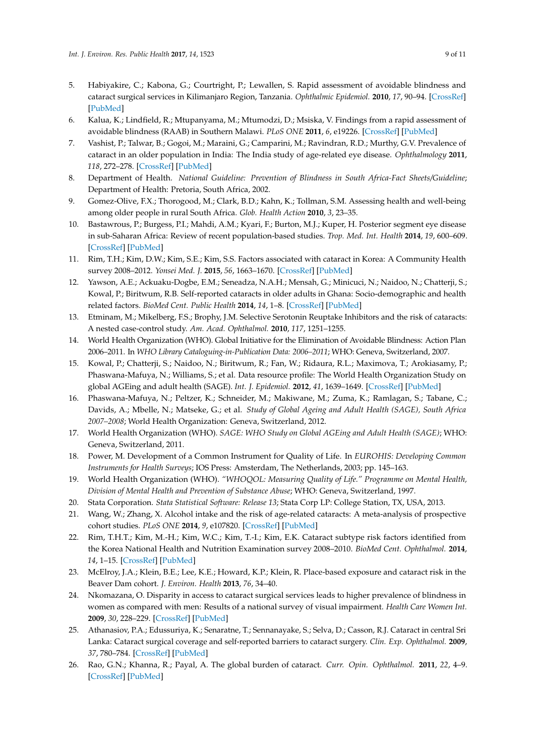5. Habiyakire, C.; Kabona, G.; Courtright, P.; Lewallen, S. Rapid assessment of avoidable blindness and cataract surgical services in Kilimanjaro Region, Tanzania. *Ophthalmic Epidemiol.* **2010**, *17*, 90–94. [CrossRef] [PubMed]
6. Kalua, K.; Lindfield, R.; Mtupanyama, M.; Mtumodzi, D.; Msiska, V. Findings from a rapid assessment of avoidable blindness (RAAB) in Southern Malawi. *PLoS ONE* **2011**, *6*, e19226. [CrossRef] [PubMed]
7. Vashist, P.; Talwar, B.; Gogoi, M.; Maraini, G.; Camparini, M.; Ravindran, R.D.; Murthy, G.V. Prevalence of cataract in an older population in India: The India study of age-related eye disease. *Ophthalmology* **2011**, *118*, 272–278. [CrossRef] [PubMed]
8. Department of Health. *National Guideline: Prevention of Blindness in South Africa-Fact Sheets/Guideline*; Department of Health: Pretoria, South Africa, 2002.
9. Gomez-Olive, F.X.; Thorogood, M.; Clark, B.D.; Kahn, K.; Tollman, S.M. Assessing health and well-being among older people in rural South Africa. *Glob. Health Action* **2010**, *3*, 23–35.
10. Bastawrous, P.; Burgess, P.I.; Mahdi, A.M.; Kyari, F.; Burton, M.J.; Kuper, H. Posterior segment eye disease in sub-Saharan Africa: Review of recent population-based studies. *Trop. Med. Int. Health* **2014**, *19*, 600–609. [CrossRef] [PubMed]
11. Rim, T.H.; Kim, D.W.; Kim, S.E.; Kim, S.S. Factors associated with cataract in Korea: A Community Health survey 2008–2012. *Yonsei Med. J.* **2015**, *56*, 1663–1670. [CrossRef] [PubMed]
12. Yawson, A.E.; Ackuaku-Dogbe, E.M.; Seneadza, N.A.H.; Mensah, G.; Minicuci, N.; Naidoo, N.; Chatterji, S.; Kowal, P.; Biritwum, R.B. Self-reported cataracts in older adults in Ghana: Socio-demographic and health related factors. *BioMed Cent. Public Health* **2014**, *14*, 1–8. [CrossRef] [PubMed]
13. Etminam, M.; Mikelberg, F.S.; Brophy, J.M. Selective Serotonin Reuptake Inhibitors and the risk of cataracts: A nested case-control study. *Am. Acad. Ophthalmol.* **2010**, *117*, 1251–1255.
14. World Health Organization (WHO). Global Initiative for the Elimination of Avoidable Blindness: Action Plan 2006–2011. In *WHO Library Cataloguing-in-Publication Data: 2006–2011*; WHO: Geneva, Switzerland, 2007.
15. Kowal, P.; Chatterji, S.; Naidoo, N.; Biritwum, R.; Fan, W.; Ridaura, R.L.; Maximova, T.; Arokiasamy, P.; Phaswana-Mafuya, N.; Williams, S.; et al. Data resource profile: The World Health Organization Study on global AGEing and adult health (SAGE). *Int. J. Epidemiol.* **2012**, *41*, 1639–1649. [CrossRef] [PubMed]
16. Phaswana-Mafuya, N.; Peltzer, K.; Schneider, M.; Makiwane, M.; Zuma, K.; Ramlagan, S.; Tabane, C.; Davids, A.; Mbelle, N.; Matseke, G.; et al. *Study of Global Ageing and Adult Health (SAGE), South Africa 2007–2008*; World Health Organization: Geneva, Switzerland, 2012.
17. World Health Organization (WHO). *SAGE: WHO Study on Global AGEing and Adult Health (SAGE)*; WHO: Geneva, Switzerland, 2011.
18. Power, M. Development of a Common Instrument for Quality of Life. In *EUROHIS: Developing Common Instruments for Health Surveys*; IOS Press: Amsterdam, The Netherlands, 2003; pp. 145–163.
19. World Health Organization (WHO). *"WHOQOL: Measuring Quality of Life." Programme on Mental Health, Division of Mental Health and Prevention of Substance Abuse*; WHO: Geneva, Switzerland, 1997.
20. Stata Corporation. *Stata Statistical Software: Release 13*; Stata Corp LP: College Station, TX, USA, 2013.
21. Wang, W.; Zhang, X. Alcohol intake and the risk of age-related cataracts: A meta-analysis of prospective cohort studies. *PLoS ONE* **2014**, *9*, e107820. [CrossRef] [PubMed]
22. Rim, T.H.T.; Kim, M.-H.; Kim, W.C.; Kim, T.-I.; Kim, E.K. Cataract subtype risk factors identified from the Korea National Health and Nutrition Examination survey 2008–2010. *BioMed Cent. Ophthalmol.* **2014**, *14*, 1–15. [CrossRef] [PubMed]
23. McElroy, J.A.; Klein, B.E.; Lee, K.E.; Howard, K.P.; Klein, R. Place-based exposure and cataract risk in the Beaver Dam cohort. *J. Environ. Health* **2013**, *76*, 34–40.
24. Nkomazana, O. Disparity in access to cataract surgical services leads to higher prevalence of blindness in women as compared with men: Results of a national survey of visual impairment. *Health Care Women Int.* **2009**, *30*, 228–229. [CrossRef] [PubMed]
25. Athanasiov, P.A.; Edussuriya, K.; Senaratne, T.; Sennanayake, S.; Selva, D.; Casson, R.J. Cataract in central Sri Lanka: Cataract surgical coverage and self-reported barriers to cataract surgery. *Clin. Exp. Ophthalmol.* **2009**, *37*, 780–784. [CrossRef] [PubMed]
26. Rao, G.N.; Khanna, R.; Payal, A. The global burden of cataract. *Curr. Opin. Ophthalmol.* **2011**, *22*, 4–9. [CrossRef] [PubMed]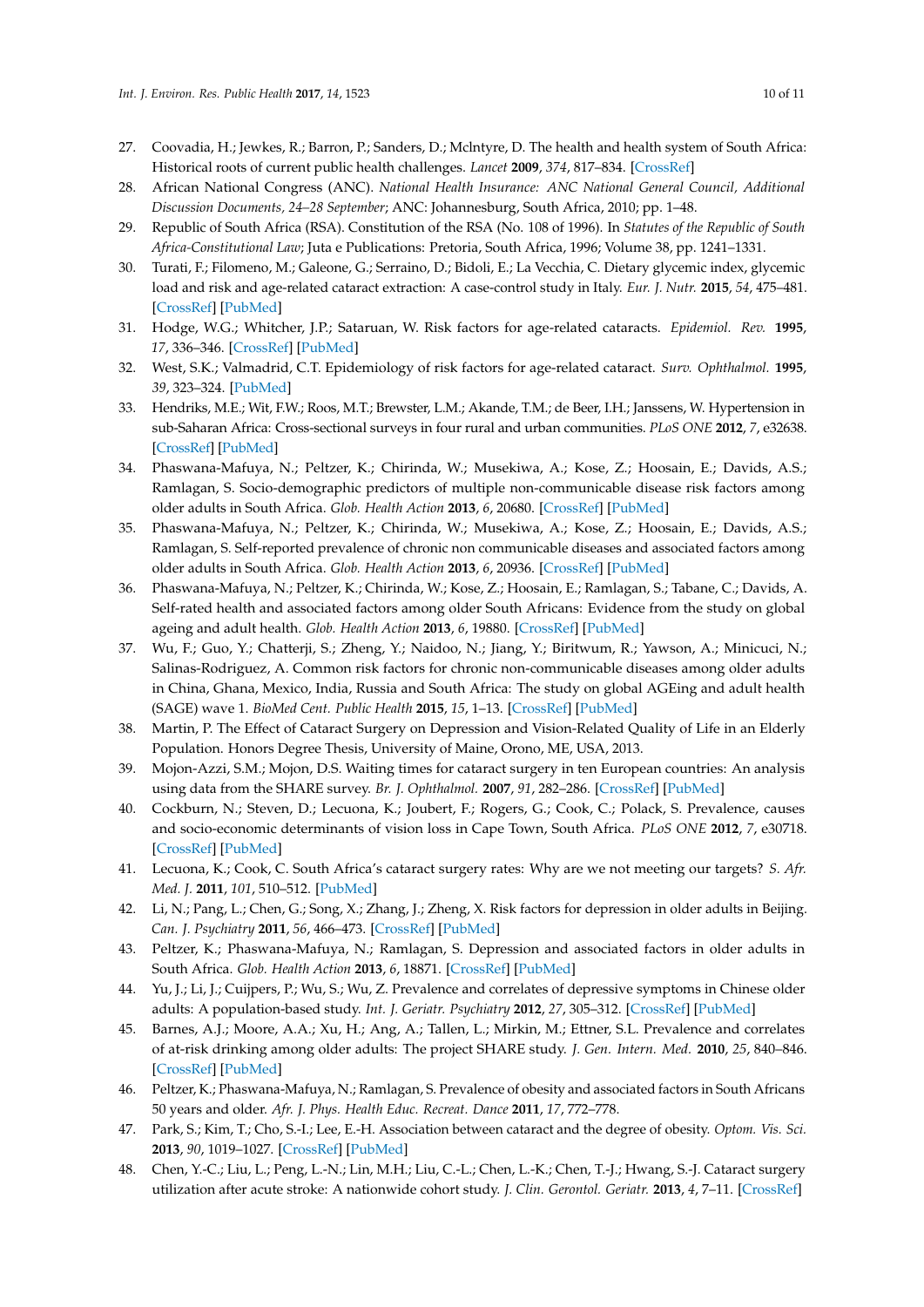27. Coovadia, H.; Jewkes, R.; Barron, P.; Sanders, D.; McIntyre, D. The health and health system of South Africa: Historical roots of current public health challenges. *Lancet* **2009**, *374*, 817–834. [CrossRef]
28. African National Congress (ANC). *National Health Insurance: ANC National General Council, Additional Discussion Documents, 24–28 September*; ANC: Johannesburg, South Africa, 2010; pp. 1–48.
29. Republic of South Africa (RSA). Constitution of the RSA (No. 108 of 1996). In *Statutes of the Republic of South Africa-Constitutional Law*; Juta e Publications: Pretoria, South Africa, 1996; Volume 38, pp. 1241–1331.
30. Turati, F.; Filomeno, M.; Galeone, G.; Serraino, D.; Bidoli, E.; La Vecchia, C. Dietary glycemic index, glycemic load and risk and age-related cataract extraction: A case-control study in Italy. *Eur. J. Nutr.* **2015**, *54*, 475–481. [CrossRef] [PubMed]
31. Hodge, W.G.; Whitcher, J.P.; Sataruan, W. Risk factors for age-related cataracts. *Epidemiol. Rev.* **1995**, *17*, 336–346. [CrossRef] [PubMed]
32. West, S.K.; Valmadrid, C.T. Epidemiology of risk factors for age-related cataract. *Surv. Ophthalmol.* **1995**, *39*, 323–324. [PubMed]
33. Hendriks, M.E.; Wit, F.W.; Roos, M.T.; Brewster, L.M.; Akande, T.M.; de Beer, I.H.; Janssens, W. Hypertension in sub-Saharan Africa: Cross-sectional surveys in four rural and urban communities. *PLoS ONE* **2012**, *7*, e32638. [CrossRef] [PubMed]
34. Phaswana-Mafuya, N.; Peltzer, K.; Chirinda, W.; Musekiwa, A.; Kose, Z.; Hoosain, E.; Davids, A.S.; Ramlagan, S. Socio-demographic predictors of multiple non-communicable disease risk factors among older adults in South Africa. *Glob. Health Action* **2013**, *6*, 20680. [CrossRef] [PubMed]
35. Phaswana-Mafuya, N.; Peltzer, K.; Chirinda, W.; Musekiwa, A.; Kose, Z.; Hoosain, E.; Davids, A.S.; Ramlagan, S. Self-reported prevalence of chronic non communicable diseases and associated factors among older adults in South Africa. *Glob. Health Action* **2013**, *6*, 20936. [CrossRef] [PubMed]
36. Phaswana-Mafuya, N.; Peltzer, K.; Chirinda, W.; Kose, Z.; Hoosain, E.; Ramlagan, S.; Tabane, C.; Davids, A. Self-rated health and associated factors among older South Africans: Evidence from the study on global ageing and adult health. *Glob. Health Action* **2013**, *6*, 19880. [CrossRef] [PubMed]
37. Wu, F.; Guo, Y.; Chatterji, S.; Zheng, Y.; Naidoo, N.; Jiang, Y.; Biritwum, R.; Yawson, A.; Minicuci, N.; Salinas-Rodriguez, A. Common risk factors for chronic non-communicable diseases among older adults in China, Ghana, Mexico, India, Russia and South Africa: The study on global AGEing and adult health (SAGE) wave 1. *BioMed Cent. Public Health* **2015**, *15*, 1–13. [CrossRef] [PubMed]
38. Martin, P. The Effect of Cataract Surgery on Depression and Vision-Related Quality of Life in an Elderly Population. Honors Degree Thesis, University of Maine, Orono, ME, USA, 2013.
39. Mojon-Azzi, S.M.; Mojon, D.S. Waiting times for cataract surgery in ten European countries: An analysis using data from the SHARE survey. *Br. J. Ophthalmol.* **2007**, *91*, 282–286. [CrossRef] [PubMed]
40. Cockburn, N.; Steven, D.; Lecuona, K.; Joubert, F.; Rogers, G.; Cook, C.; Polack, S. Prevalence, causes and socio-economic determinants of vision loss in Cape Town, South Africa. *PLoS ONE* **2012**, *7*, e30718. [CrossRef] [PubMed]
41. Lecuona, K.; Cook, C. South Africa's cataract surgery rates: Why are we not meeting our targets? *S. Afr. Med. J.* **2011**, *101*, 510–512. [PubMed]
42. Li, N.; Pang, L.; Chen, G.; Song, X.; Zhang, J.; Zheng, X. Risk factors for depression in older adults in Beijing. *Can. J. Psychiatry* **2011**, *56*, 466–473. [CrossRef] [PubMed]
43. Peltzer, K.; Phaswana-Mafuya, N.; Ramlagan, S. Depression and associated factors in older adults in South Africa. *Glob. Health Action* **2013**, *6*, 18871. [CrossRef] [PubMed]
44. Yu, J.; Li, J.; Cuijpers, P.; Wu, S.; Wu, Z. Prevalence and correlates of depressive symptoms in Chinese older adults: A population-based study. *Int. J. Geriatr. Psychiatry* **2012**, *27*, 305–312. [CrossRef] [PubMed]
45. Barnes, A.J.; Moore, A.A.; Xu, H.; Ang, A.; Tallen, L.; Mirkin, M.; Ettner, S.L. Prevalence and correlates of at-risk drinking among older adults: The project SHARE study. *J. Gen. Intern. Med.* **2010**, *25*, 840–846. [CrossRef] [PubMed]
46. Peltzer, K.; Phaswana-Mafuya, N.; Ramlagan, S. Prevalence of obesity and associated factors in South Africans 50 years and older. *Afr. J. Phys. Health Educ. Recreat. Dance* **2011**, *17*, 772–778.
47. Park, S.; Kim, T.; Cho, S.-I.; Lee, E.-H. Association between cataract and the degree of obesity. *Optom. Vis. Sci.* **2013**, *90*, 1019–1027. [CrossRef] [PubMed]
48. Chen, Y.-C.; Liu, L.; Peng, L.-N.; Lin, M.H.; Liu, C.-L.; Chen, L.-K.; Chen, T.-J.; Hwang, S.-J. Cataract surgery utilization after acute stroke: A nationwide cohort study. *J. Clin. Gerontol. Geriatr.* **2013**, *4*, 7–11. [CrossRef]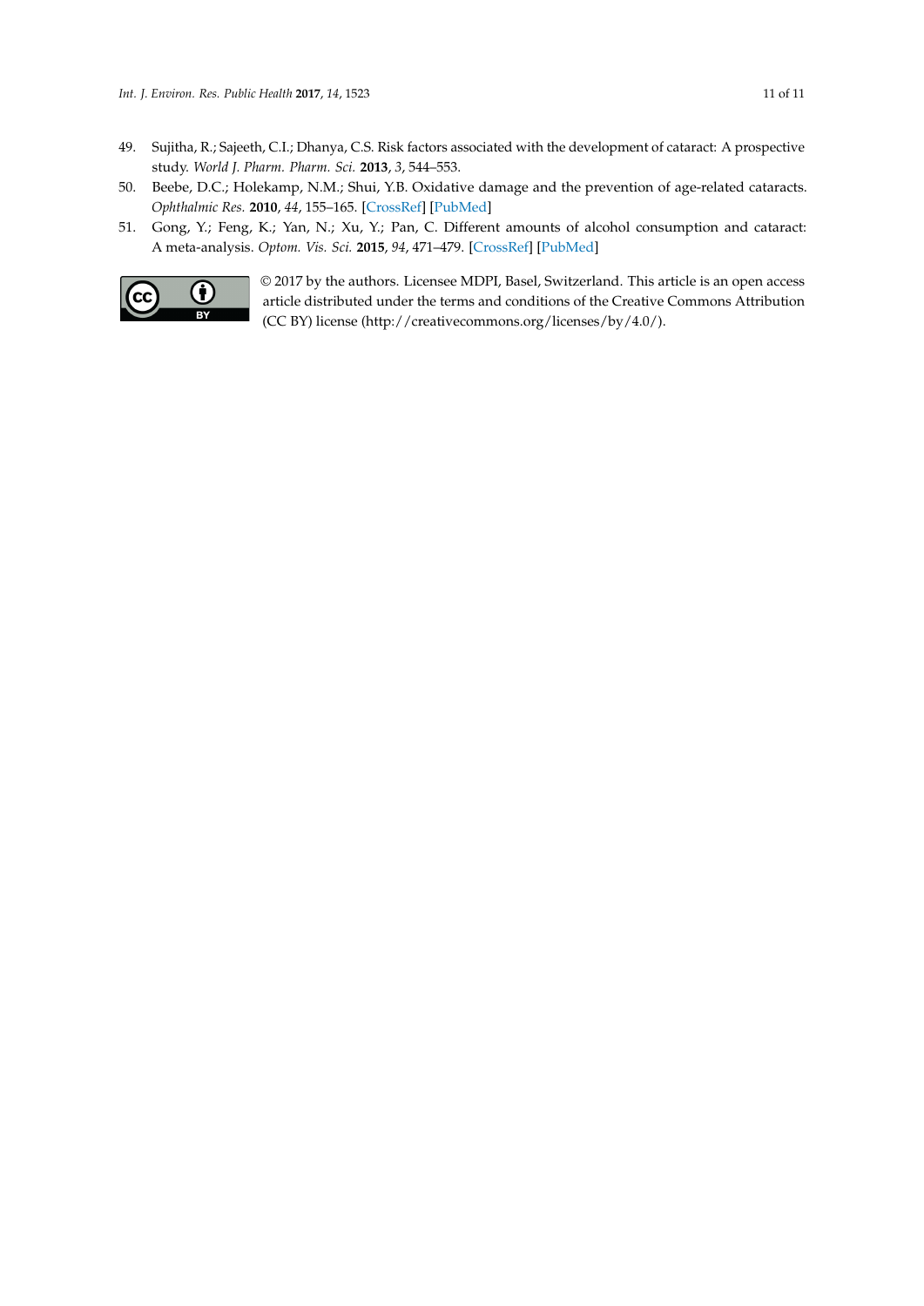49. Sujitha, R.; Sajeeth, C.I.; Dhanya, C.S. Risk factors associated with the development of cataract: A prospective study. *World J. Pharm. Pharm. Sci.* **2013**, *3*, 544–553.
50. Beebe, D.C.; Holekamp, N.M.; Shui, Y.B. Oxidative damage and the prevention of age-related cataracts. *Ophthalmic Res.* **2010**, *44*, 155–165. [CrossRef] [PubMed]
51. Gong, Y.; Feng, K.; Yan, N.; Xu, Y.; Pan, C. Different amounts of alcohol consumption and cataract: A meta-analysis. *Optom. Vis. Sci.* **2015**, *94*, 471–479. [CrossRef] [PubMed]

© 2017 by the authors. Licensee MDPI, Basel, Switzerland. This article is an open access article distributed under the terms and conditions of the Creative Commons Attribution (CC BY) license (http://creativecommons.org/licenses/by/4.0/).